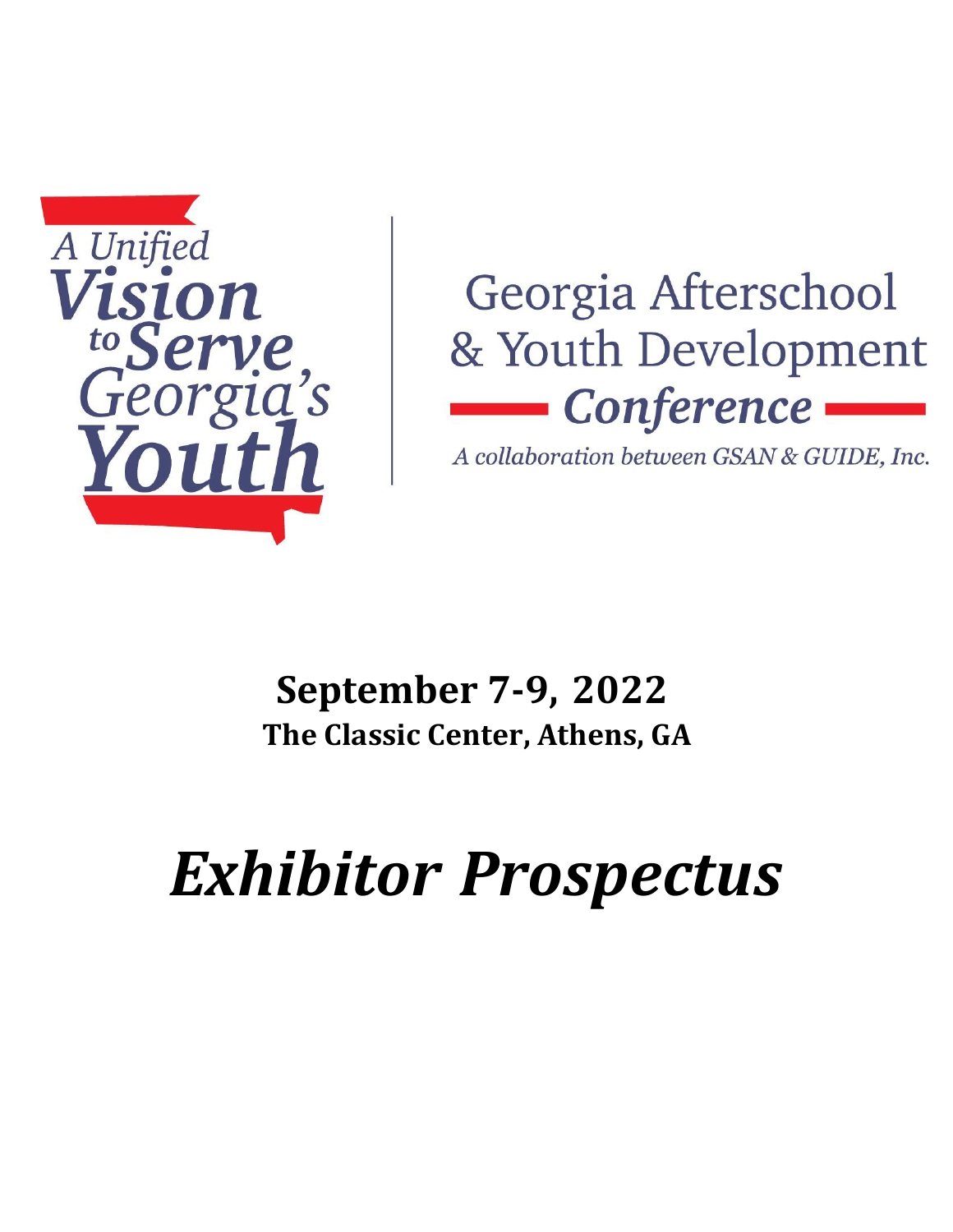A Unified Vision to Serve Georgia's Youth

# Georgia Afterschool & Youth Development Conference

*A collaboration between GSAN & GUIDE, Inc.*

**September 7-9, 2022**

**The Classic Center, Athens, GA**

# *Exhibitor Prospectus*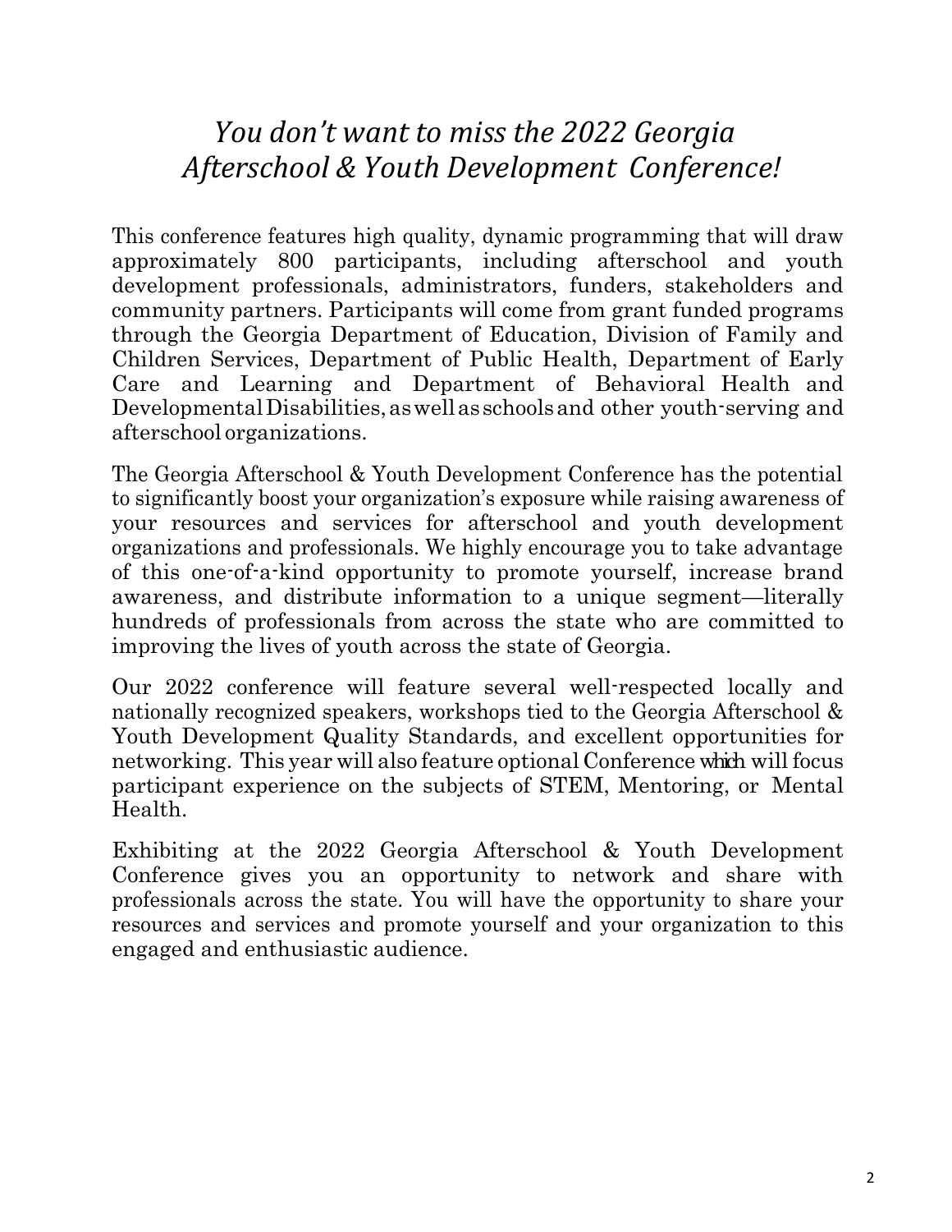# *You don't want to miss the 2022 Georgia Afterschool & Youth Development Conference!*

This conference features high quality, dynamic programming that will draw approximately 800 participants, including afterschool and youth development professionals, administrators, funders, stakeholders and community partners. Participants will come from grant funded programs through the Georgia Department of Education, Division of Family and Children Services, Department of Public Health, Department of Early Care and Learning and Department of Behavioral Health and Developmental Disabilities, as well as schools and other youth-serving and afterschool organizations.

The Georgia Afterschool & Youth Development Conference has the potential to significantly boost your organization's exposure while raising awareness of your resources and services for afterschool and youth development organizations and professionals. We highly encourage you to take advantage of this one-of-a-kind opportunity to promote yourself, increase brand awareness, and distribute information to a unique segment—literally hundreds of professionals from across the state who are committed to improving the lives of youth across the state of Georgia.

Our 2022 conference will feature several well-respected locally and nationally recognized speakers, workshops tied to the Georgia Afterschool & Youth Development Quality Standards, and excellent opportunities for networking. This year will also feature optional Conference which will focus participant experience on the subjects of STEM, Mentoring, or Mental Health.

Exhibiting at the 2022 Georgia Afterschool & Youth Development Conference gives you an opportunity to network and share with professionals across the state. You will have the opportunity to share your resources and services and promote yourself and your organization to this engaged and enthusiastic audience.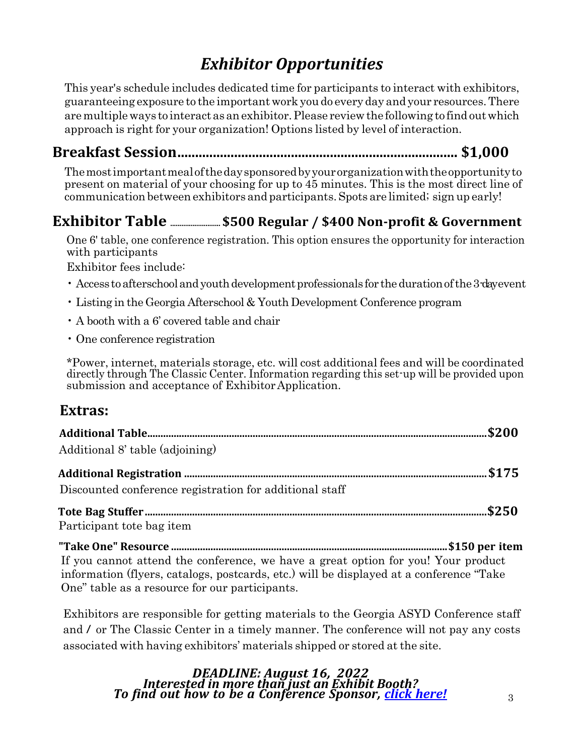# *Exhibitor Opportunities*

This year's schedule includes dedicated time for participants to interact with exhibitors, guaranteeing exposure to the important work you do every day and your resources. There are multiple ways to interact as an exhibitor. Please review the following to find out which approach is right for your organization! Options listed by level of interaction.

## Breakfast Session.............................................................................. $1,000

The most important meal of the day sponsored by your organization with the opportunity to present on material of your choosing for up to 45 minutes. This is the most direct line of communication between exhibitors and participants. Spots are limited; sign up early!

## Exhibitor Table ........................ $500 Regular / $400 Non-profit & Government

One 6' table, one conference registration. This option ensures the opportunity for interaction with participants

Exhibitor fees include:

- Access to afterschool and youth development professionals for the duration of the 3-day event
- Listing in the Georgia Afterschool & Youth Development Conference program
- A booth with a 6' covered table and chair
- One conference registration

*Power, internet, materials storage, etc. will cost additional fees and will be coordinated directly through The Classic Center. Information regarding this set-up will be provided upon submission and acceptance of Exhibitor Application.

## Extras:

**Additional Table..............................................................................................................................$200**
Additional 8' table (adjoining)

**Additional Registration ...................................................................................................................$175**
Discounted conference registration for additional staff

**Tote Bag Stuffer...............................................................................................................................$250**
Participant tote bag item

**"Take One" Resource ........................................................................................................$150 per item**
If you cannot attend the conference, we have a great option for you! Your product information (flyers, catalogs, postcards, etc.) will be displayed at a conference "Take One" table as a resource for our participants.

Exhibitors are responsible for getting materials to the Georgia ASYD Conference staff and / or The Classic Center in a timely manner. The conference will not pay any costs associated with having exhibitors' materials shipped or stored at the site.

***DEADLINE: August 16, 2022***
***Interested in more than just an Exhibit Booth?***
***To find out how to be a Conference Sponsor, click here!***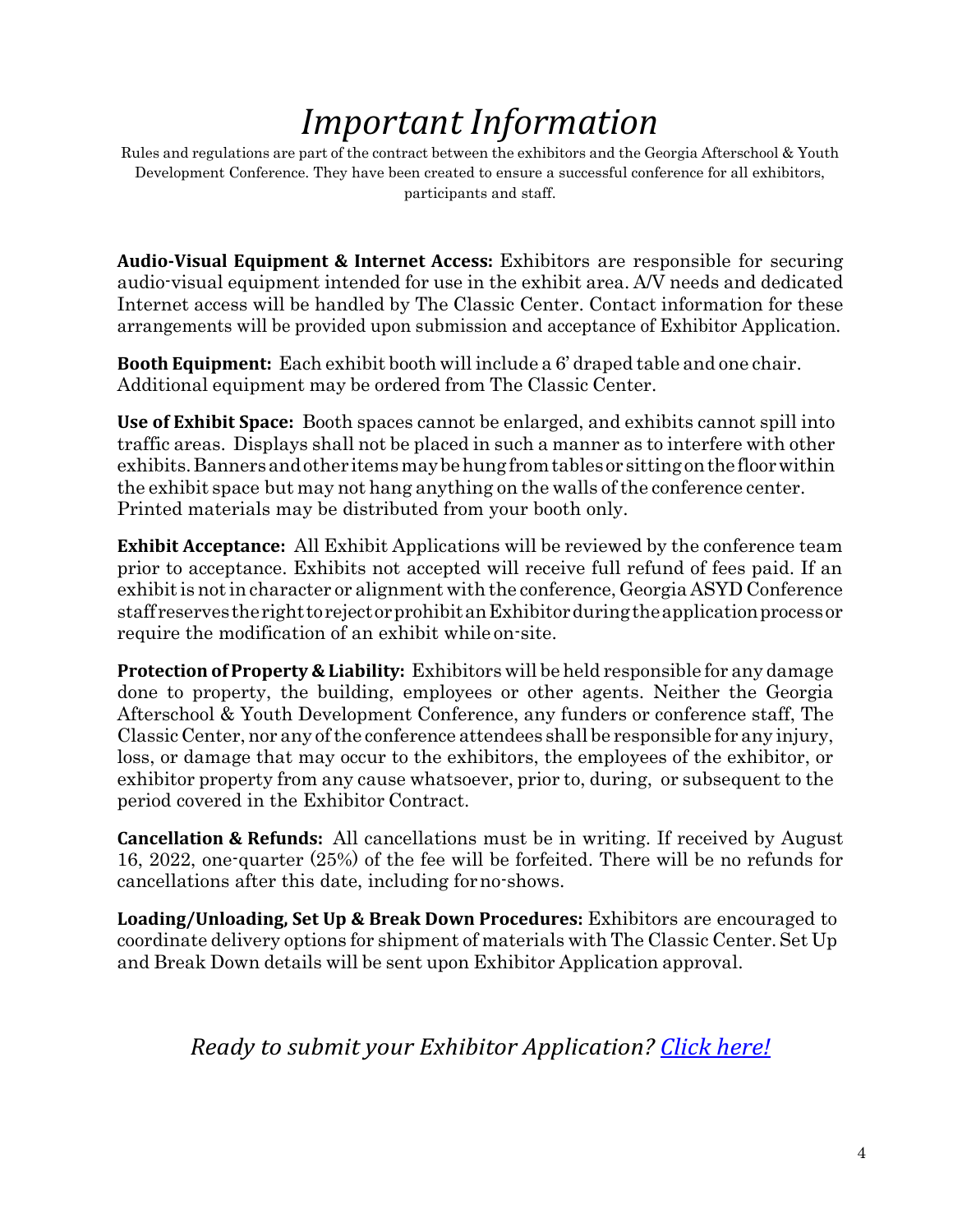# *Important Information*

Rules and regulations are part of the contract between the exhibitors and the Georgia Afterschool & Youth Development Conference. They have been created to ensure a successful conference for all exhibitors, participants and staff.

**Audio-Visual Equipment & Internet Access:** Exhibitors are responsible for securing audio-visual equipment intended for use in the exhibit area. A/V needs and dedicated Internet access will be handled by The Classic Center. Contact information for these arrangements will be provided upon submission and acceptance of Exhibitor Application.

**Booth Equipment:** Each exhibit booth will include a 6' draped table and one chair. Additional equipment may be ordered from The Classic Center.

**Use of Exhibit Space:** Booth spaces cannot be enlarged, and exhibits cannot spill into traffic areas. Displays shall not be placed in such a manner as to interfere with other exhibits. Banners and other items may be hung from tables or sitting on the floor within the exhibit space but may not hang anything on the walls of the conference center. Printed materials may be distributed from your booth only.

**Exhibit Acceptance:** All Exhibit Applications will be reviewed by the conference team prior to acceptance. Exhibits not accepted will receive full refund of fees paid. If an exhibit is not in character or alignment with the conference, Georgia ASYD Conference staff reserves the right to reject or prohibit an Exhibitor during the application process or require the modification of an exhibit while on-site.

**Protection of Property & Liability:** Exhibitors will be held responsible for any damage done to property, the building, employees or other agents. Neither the Georgia Afterschool & Youth Development Conference, any funders or conference staff, The Classic Center, nor any of the conference attendees shall be responsible for any injury, loss, or damage that may occur to the exhibitors, the employees of the exhibitor, or exhibitor property from any cause whatsoever, prior to, during, or subsequent to the period covered in the Exhibitor Contract.

**Cancellation & Refunds:** All cancellations must be in writing. If received by August 16, 2022, one-quarter (25%) of the fee will be forfeited. There will be no refunds for cancellations after this date, including for no-shows.

**Loading/Unloading, Set Up & Break Down Procedures:** Exhibitors are encouraged to coordinate delivery options for shipment of materials with The Classic Center. Set Up and Break Down details will be sent upon Exhibitor Application approval.

*Ready to submit your Exhibitor Application? Click here!*